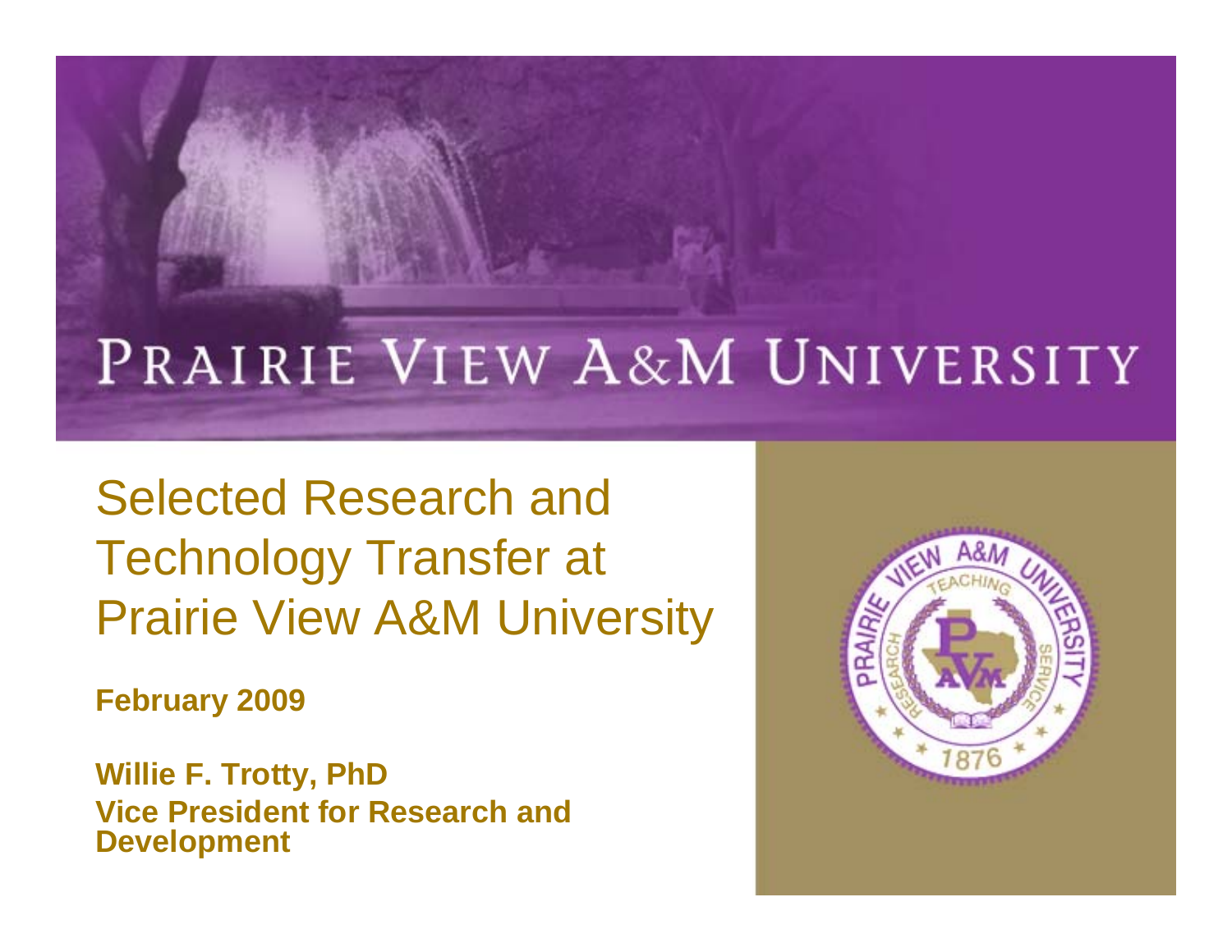# PRAIRIE VIEW A&M UNIVERSITY

## Selected Research and Technology Transfer at Prairie View A&M University

**February 2009**

**Willie F. Trotty, PhD**
**Vice President for Research and Development**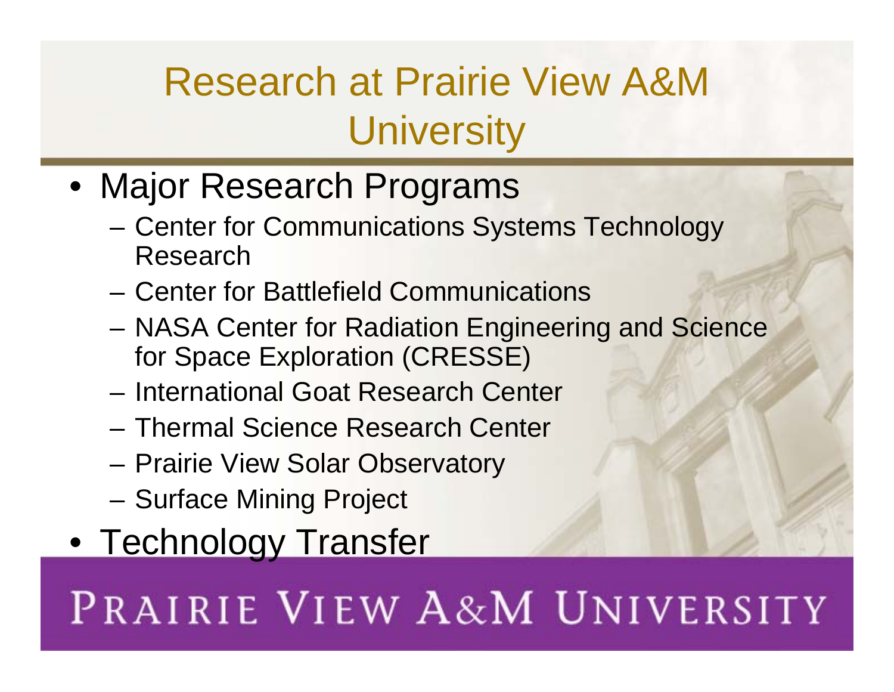# Research at Prairie View A&M University

- Major Research Programs
  - Center for Communications Systems Technology Research
  - Center for Battlefield Communications
  - NASA Center for Radiation Engineering and Science for Space Exploration (CRESSE)
  - International Goat Research Center
  - Thermal Science Research Center
  - Prairie View Solar Observatory
  - Surface Mining Project
- Technology Transfer

PRAIRIE VIEW A&M UNIVERSITY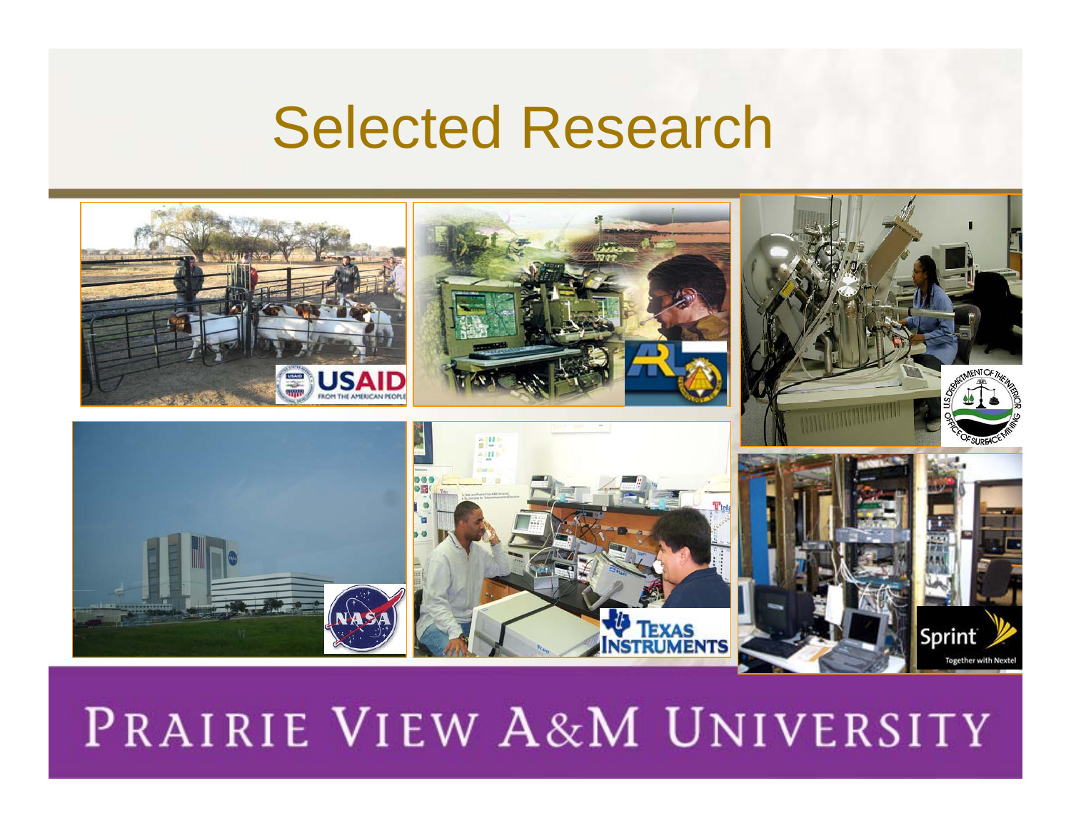# Selected Research

PRAIRIE VIEW A&M UNIVERSITY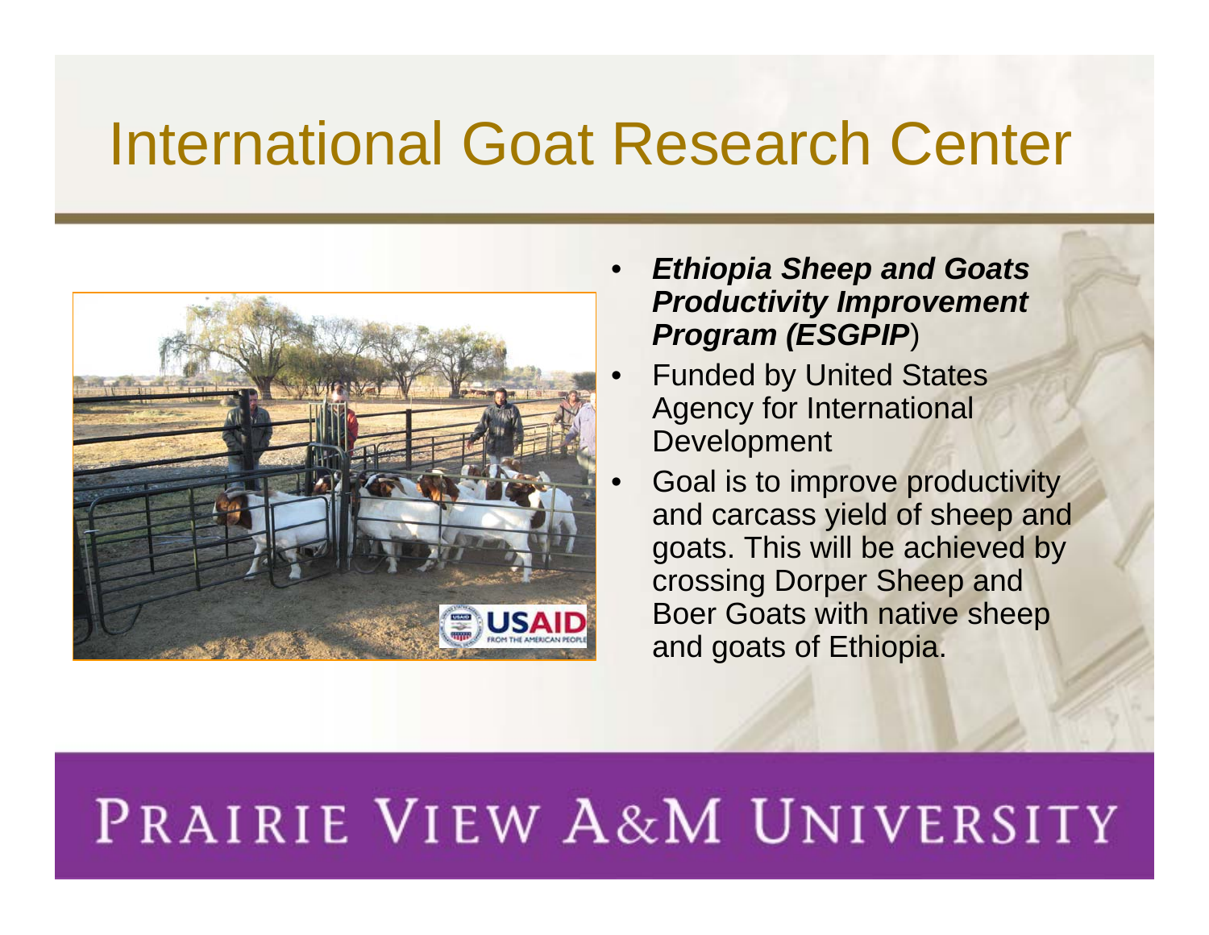# International Goat Research Center

- ***Ethiopia Sheep and Goats Productivity Improvement Program (ESGPIP***)
- Funded by United States Agency for International Development
- Goal is to improve productivity and carcass yield of sheep and goats. This will be achieved by crossing Dorper Sheep and Boer Goats with native sheep and goats of Ethiopia.

PRAIRIE VIEW A&M UNIVERSITY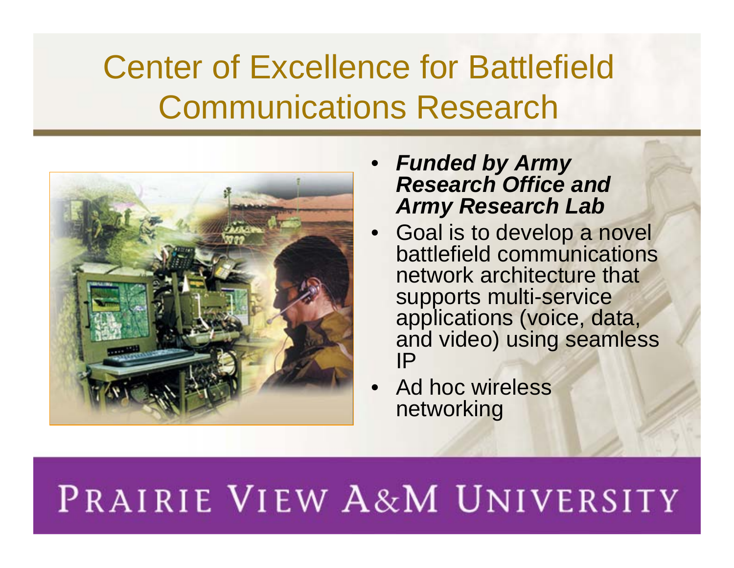# Center of Excellence for Battlefield Communications Research

- ***Funded by Army Research Office and Army Research Lab***
- Goal is to develop a novel battlefield communications network architecture that supports multi-service applications (voice, data, and video) using seamless IP
- Ad hoc wireless networking

PRAIRIE VIEW A&M UNIVERSITY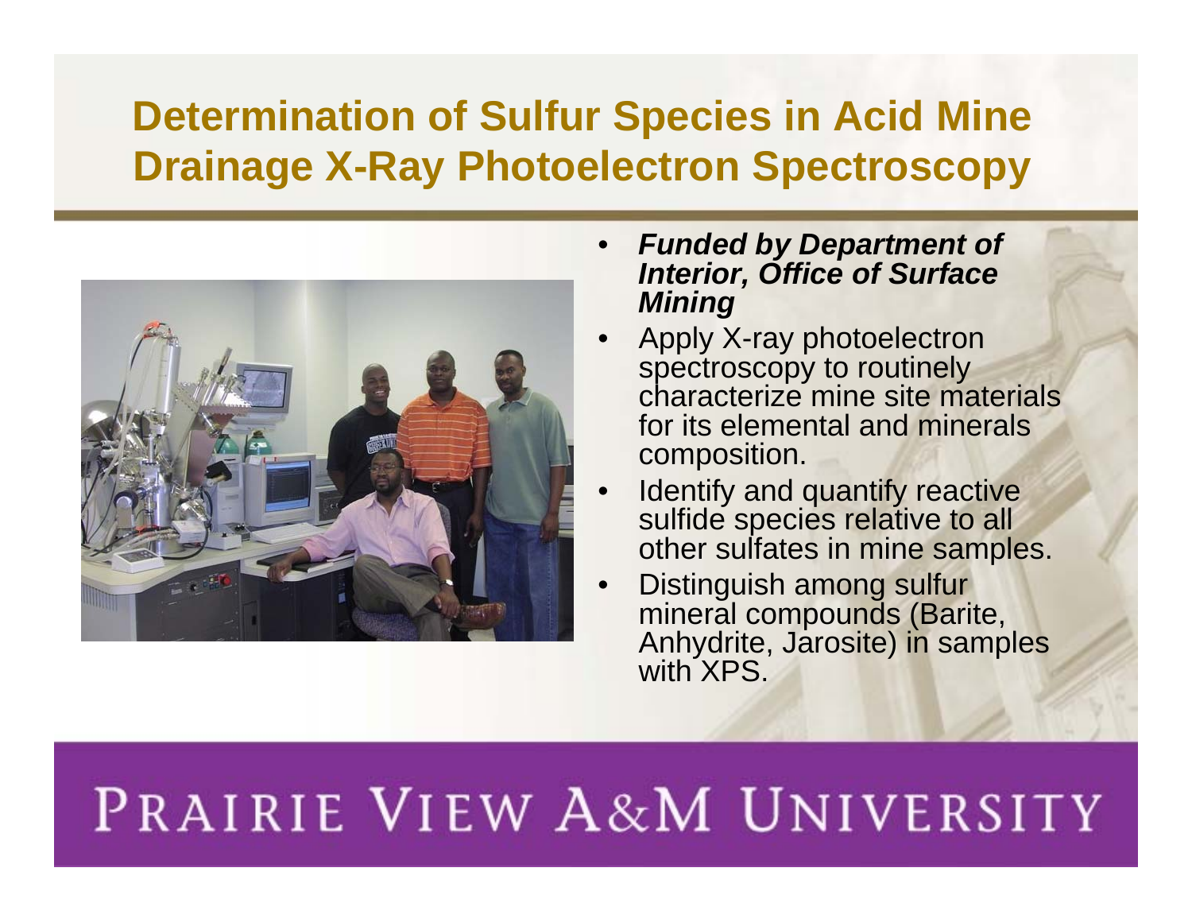# Determination of Sulfur Species in Acid Mine Drainage X-Ray Photoelectron Spectroscopy

- ***Funded by Department of Interior, Office of Surface Mining***
- Apply X-ray photoelectron spectroscopy to routinely characterize mine site materials for its elemental and minerals composition.
- Identify and quantify reactive sulfide species relative to all other sulfates in mine samples.
- Distinguish among sulfur mineral compounds (Barite, Anhydrite, Jarosite) in samples with XPS.

PRAIRIE VIEW A&M UNIVERSITY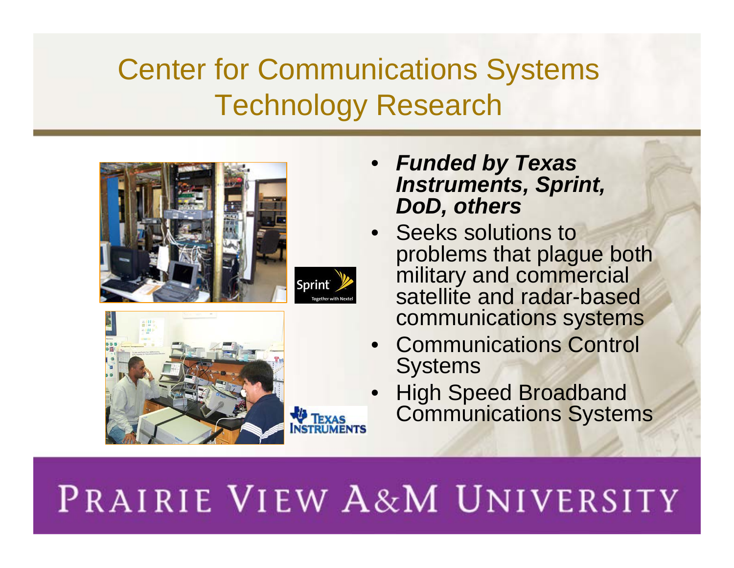# Center for Communications Systems Technology Research

- ***Funded by Texas Instruments, Sprint, DoD, others***
- Seeks solutions to problems that plague both military and commercial satellite and radar-based communications systems
- Communications Control Systems
- High Speed Broadband Communications Systems

PRAIRIE VIEW A&M UNIVERSITY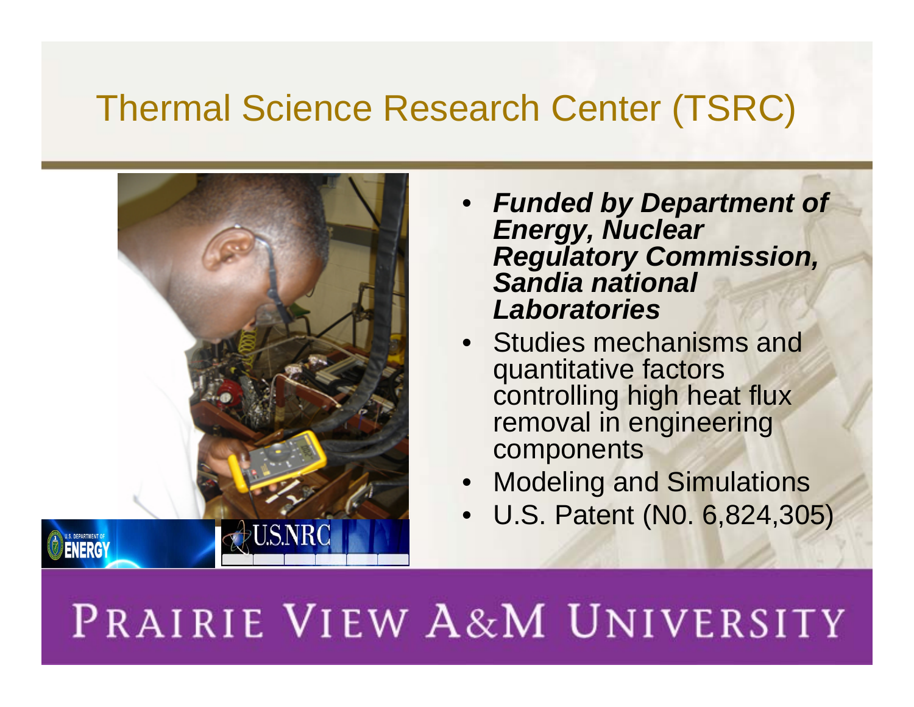# Thermal Science Research Center (TSRC)

- ***Funded by Department of Energy, Nuclear Regulatory Commission, Sandia national Laboratories***
- Studies mechanisms and quantitative factors controlling high heat flux removal in engineering components
- Modeling and Simulations
- U.S. Patent (N0. 6,824,305)

PRAIRIE VIEW A&M UNIVERSITY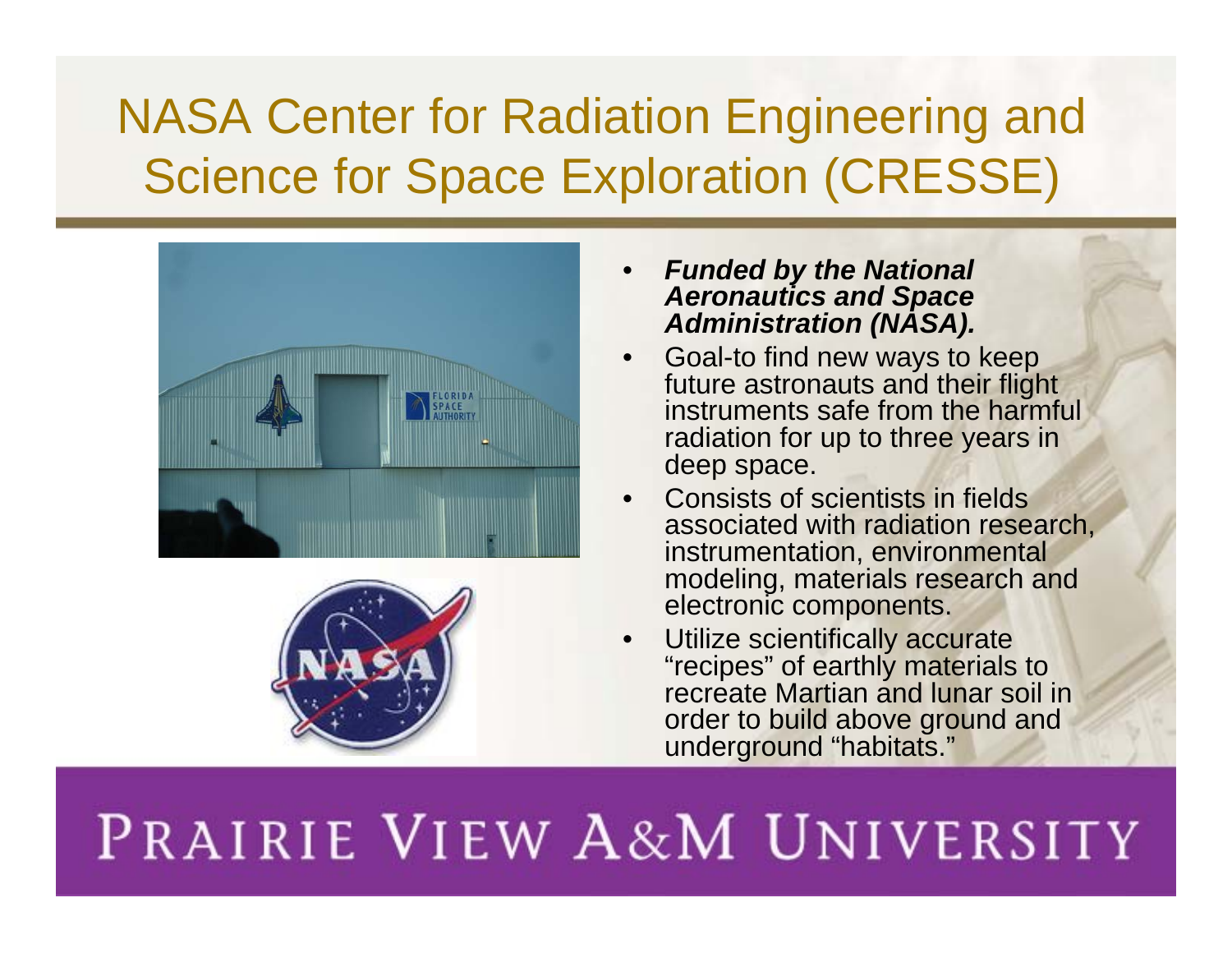# NASA Center for Radiation Engineering and Science for Space Exploration (CRESSE)

- ***Funded by the National Aeronautics and Space Administration (NASA).***
- Goal-to find new ways to keep future astronauts and their flight instruments safe from the harmful radiation for up to three years in deep space.
- Consists of scientists in fields associated with radiation research, instrumentation, environmental modeling, materials research and electronic components.
- Utilize scientifically accurate "recipes" of earthly materials to recreate Martian and lunar soil in order to build above ground and underground "habitats."

PRAIRIE VIEW A&M UNIVERSITY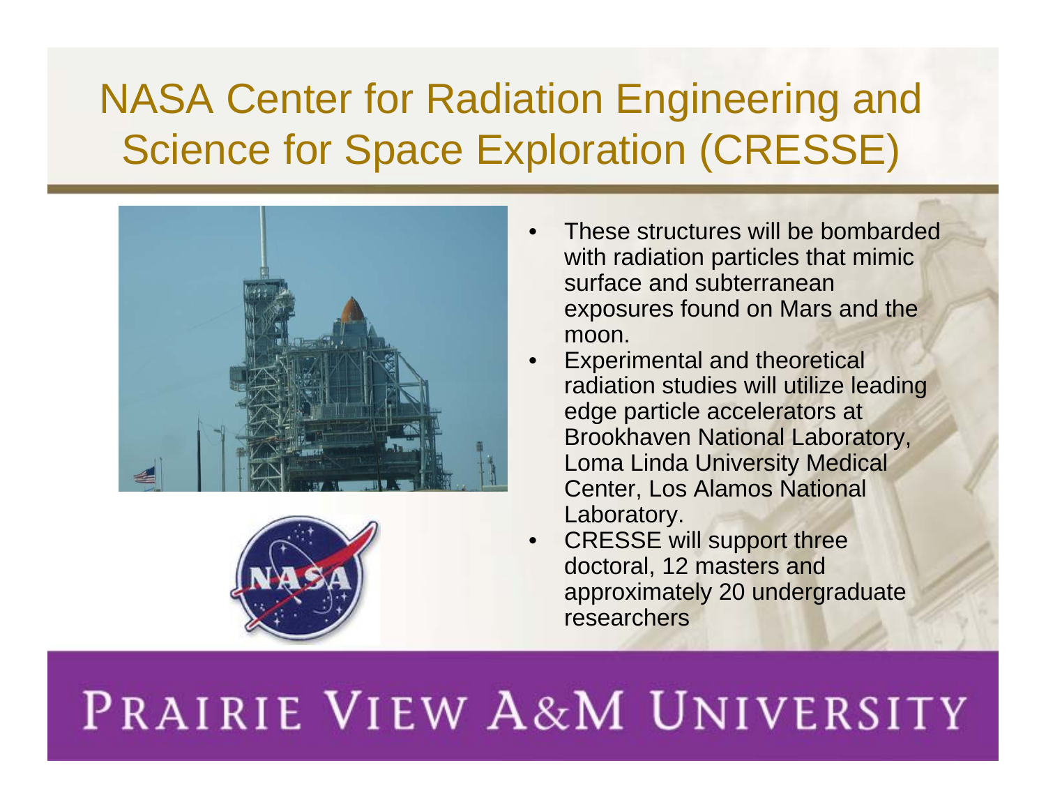# NASA Center for Radiation Engineering and Science for Space Exploration (CRESSE)

- These structures will be bombarded with radiation particles that mimic surface and subterranean exposures found on Mars and the moon.
- Experimental and theoretical radiation studies will utilize leading edge particle accelerators at Brookhaven National Laboratory, Loma Linda University Medical Center, Los Alamos National Laboratory.
- CRESSE will support three doctoral, 12 masters and approximately 20 undergraduate researchers

PRAIRIE VIEW A&M UNIVERSITY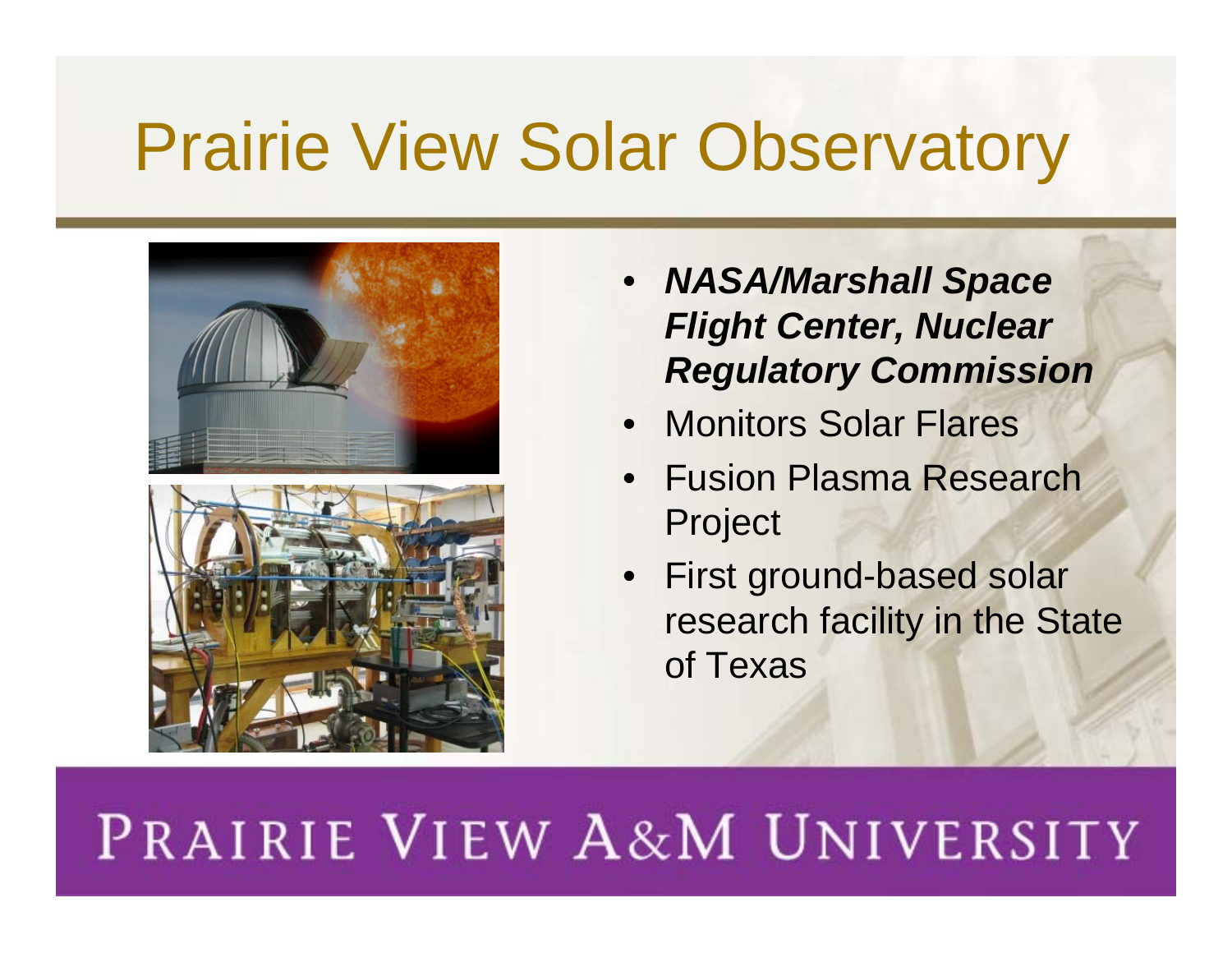# Prairie View Solar Observatory

- ***NASA/Marshall Space Flight Center, Nuclear Regulatory Commission***
- Monitors Solar Flares
- Fusion Plasma Research Project
- First ground-based solar research facility in the State of Texas

PRAIRIE VIEW A&M UNIVERSITY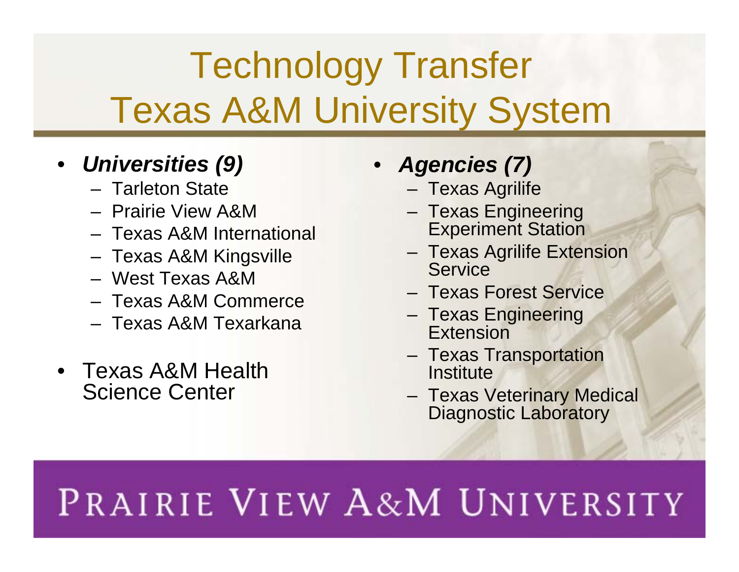# Technology Transfer
# Texas A&M University System

- ***Universities (9)***
  - Tarleton State
  - Prairie View A&M
  - Texas A&M International
  - Texas A&M Kingsville
  - West Texas A&M
  - Texas A&M Commerce
  - Texas A&M Texarkana
- Texas A&M Health Science Center

- ***Agencies (7)***
  - Texas Agrilife
  - Texas Engineering Experiment Station
  - Texas Agrilife Extension Service
  - Texas Forest Service
  - Texas Engineering Extension
  - Texas Transportation Institute
  - Texas Veterinary Medical Diagnostic Laboratory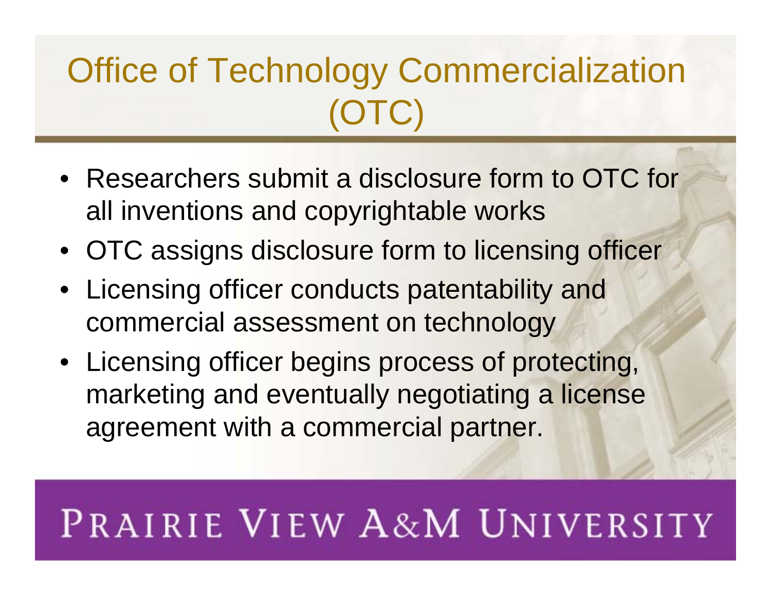# Office of Technology Commercialization (OTC)

- Researchers submit a disclosure form to OTC for all inventions and copyrightable works
- OTC assigns disclosure form to licensing officer
- Licensing officer conducts patentability and commercial assessment on technology
- Licensing officer begins process of protecting, marketing and eventually negotiating a license agreement with a commercial partner.

PRAIRIE VIEW A&M UNIVERSITY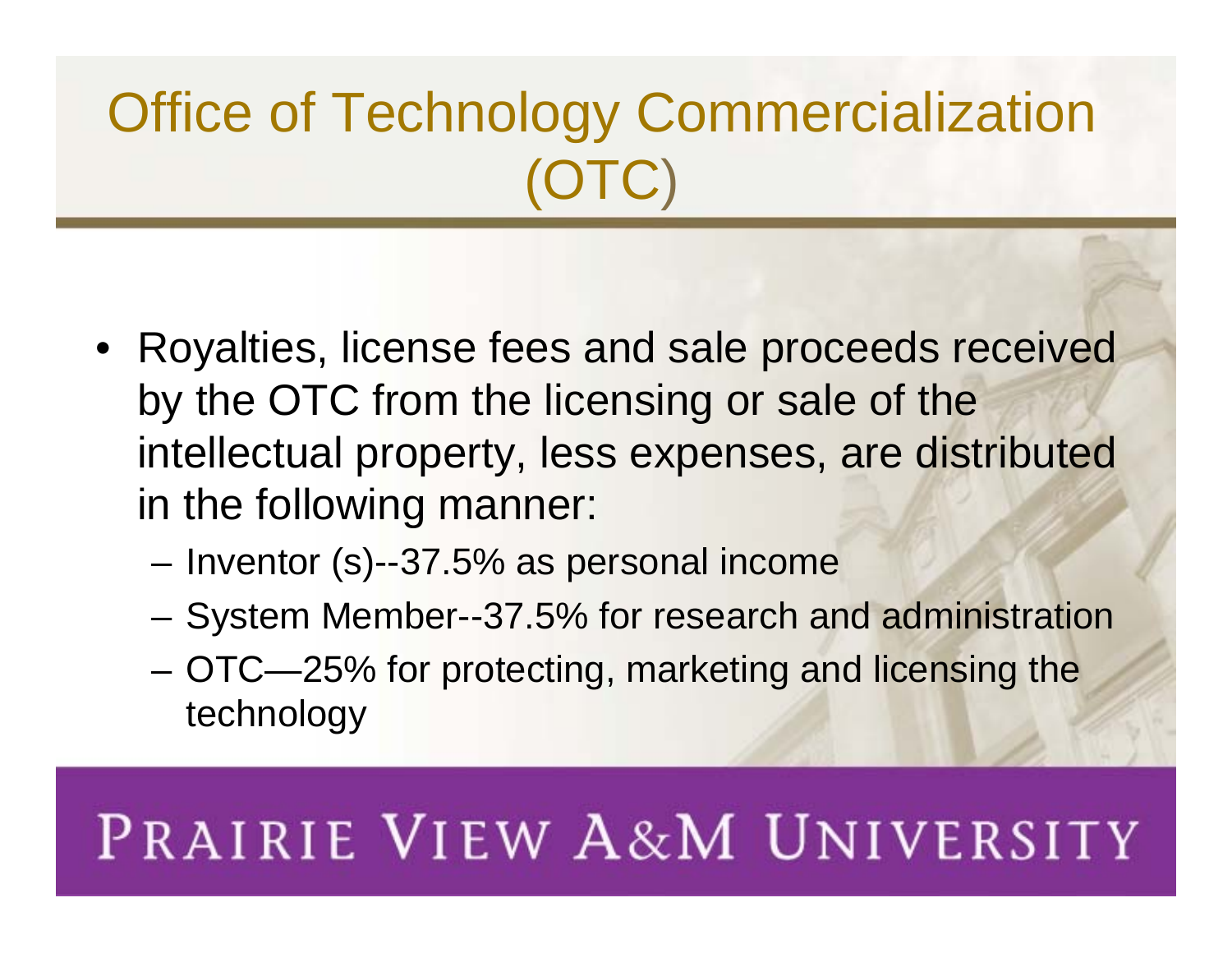# Office of Technology Commercialization (OTC)

- Royalties, license fees and sale proceeds received by the OTC from the licensing or sale of the intellectual property, less expenses, are distributed in the following manner:
  - Inventor (s)--37.5% as personal income
  - System Member--37.5% for research and administration
  - OTC—25% for protecting, marketing and licensing the technology

PRAIRIE VIEW A&M UNIVERSITY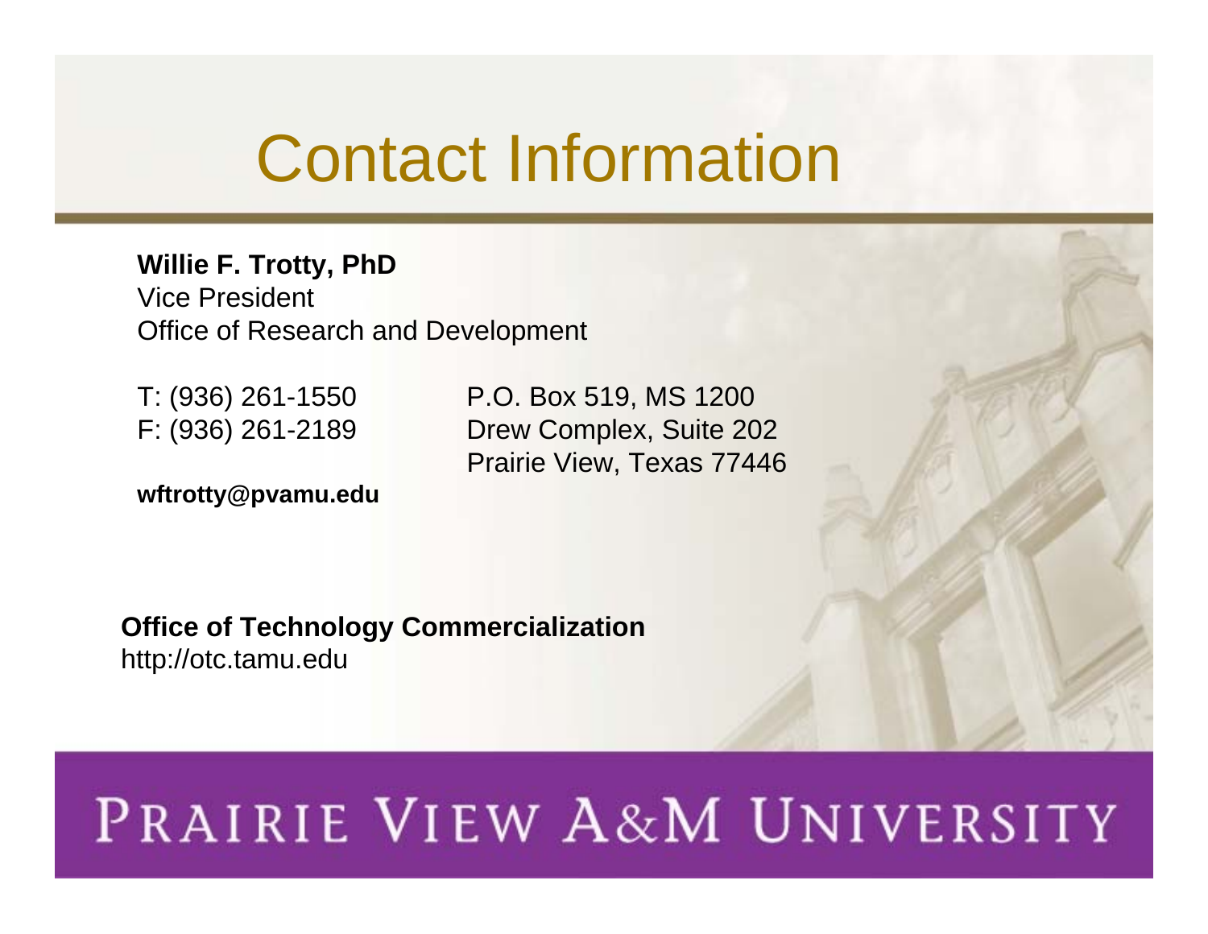# Contact Information

**Willie F. Trotty, PhD**
Vice President
Office of Research and Development

T: (936) 261-1550
F: (936) 261-2189

**wftrotty@pvamu.edu**

P.O. Box 519, MS 1200
Drew Complex, Suite 202
Prairie View, Texas 77446

**Office of Technology Commercialization**
http://otc.tamu.edu

PRAIRIE VIEW A&M UNIVERSITY